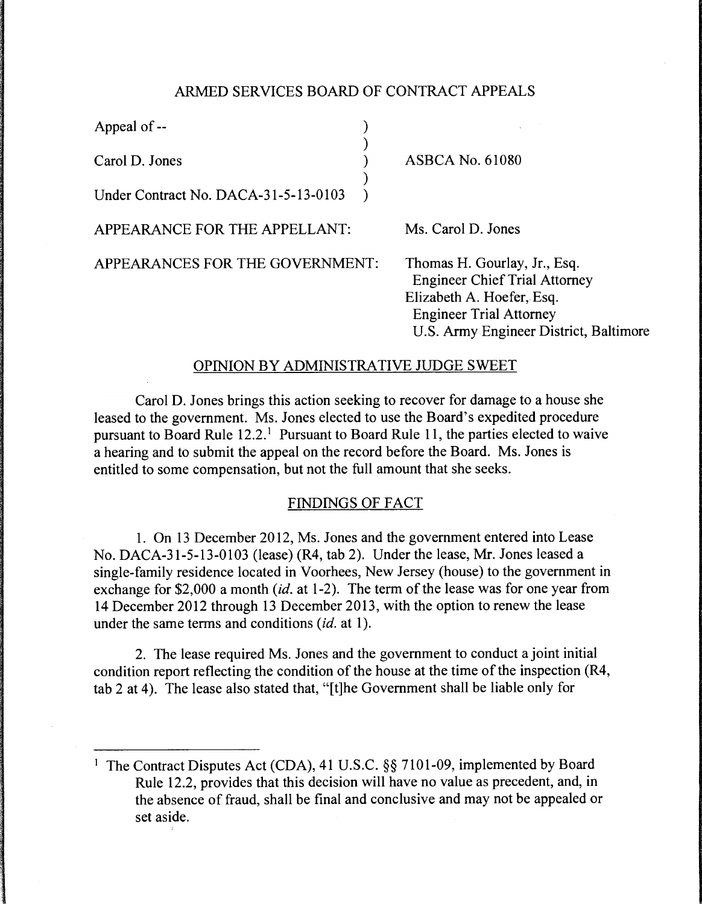## ARMED SERVICES BOARD OF CONTRACT APPEALS

| | |
|---|---|
| Appeal of -- | |
| Carol D. Jones | ASBCA No. 61080 |
| Under Contract No. DACA-31-5-13-0103 | |

APPEARANCE FOR THE APPELLANT: Ms. Carol D. Jones

APPEARANCES FOR THE GOVERNMENT: Thomas H. Gourlay, Jr., Esq.
Engineer Chief Trial Attorney
Elizabeth A. Hoefer, Esq.
Engineer Trial Attorney
U.S. Army Engineer District, Baltimore

### OPINION BY ADMINISTRATIVE JUDGE SWEET

Carol D. Jones brings this action seeking to recover for damage to a house she leased to the government. Ms. Jones elected to use the Board's expedited procedure pursuant to Board Rule 12.2.[1] Pursuant to Board Rule 11, the parties elected to waive a hearing and to submit the appeal on the record before the Board. Ms. Jones is entitled to some compensation, but not the full amount that she seeks.

### FINDINGS OF FACT

1. On 13 December 2012, Ms. Jones and the government entered into Lease No. DACA-31-5-13-0103 (lease) (R4, tab 2). Under the lease, Mr. Jones leased a single-family residence located in Voorhees, New Jersey (house) to the government in exchange for $2,000 a month (*id.* at 1-2). The term of the lease was for one year from 14 December 2012 through 13 December 2013, with the option to renew the lease under the same terms and conditions (*id.* at 1).

2. The lease required Ms. Jones and the government to conduct a joint initial condition report reflecting the condition of the house at the time of the inspection (R4, tab 2 at 4). The lease also stated that, "[t]he Government shall be liable only for

[1] The Contract Disputes Act (CDA), 41 U.S.C. §§ 7101-09, implemented by Board Rule 12.2, provides that this decision will have no value as precedent, and, in the absence of fraud, shall be final and conclusive and may not be appealed or set aside.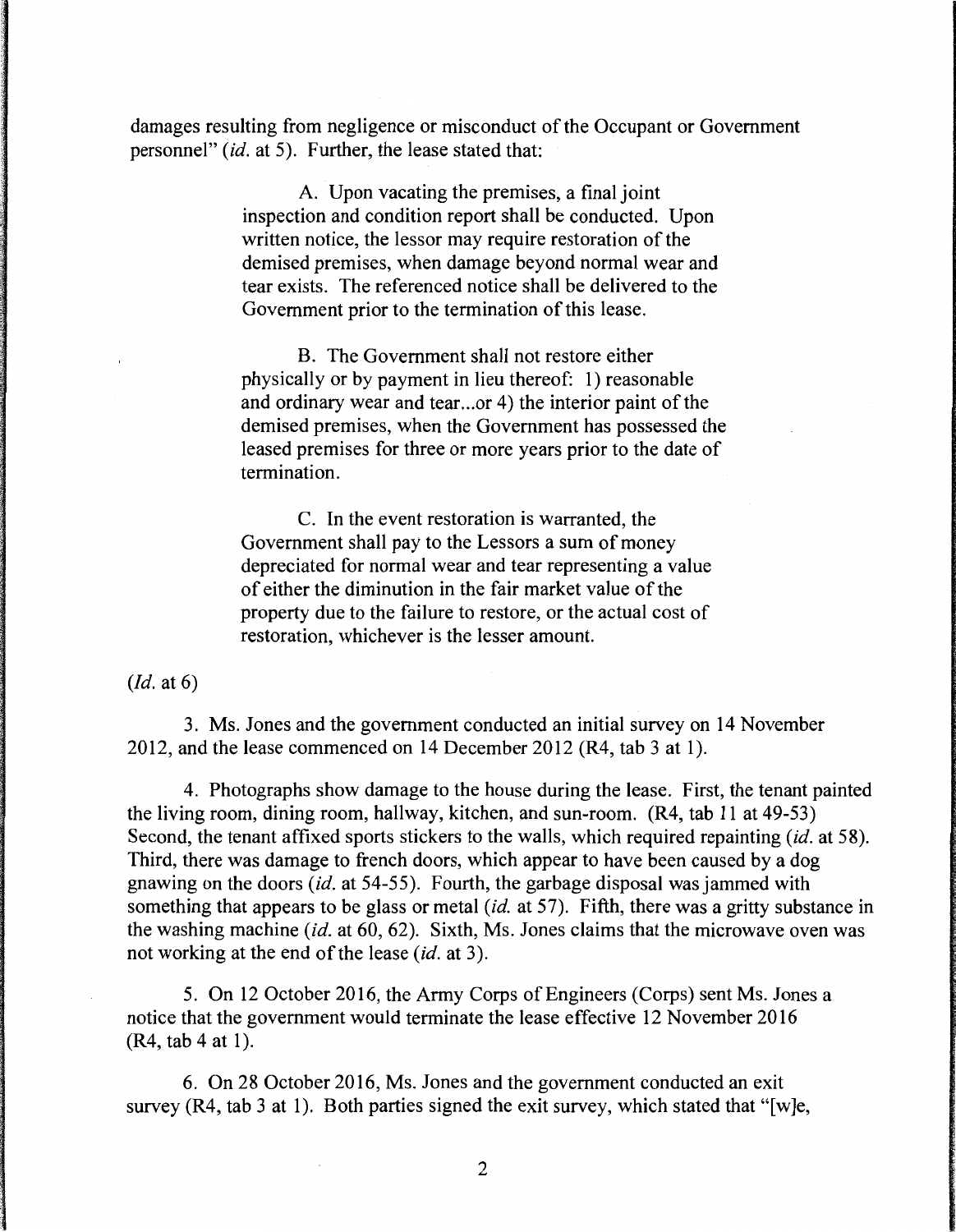damages resulting from negligence or misconduct of the Occupant or Government personnel" (*id.* at 5). Further, the lease stated that:

> A. Upon vacating the premises, a final joint inspection and condition report shall be conducted. Upon written notice, the lessor may require restoration of the demised premises, when damage beyond normal wear and tear exists. The referenced notice shall be delivered to the Government prior to the termination of this lease.
>
> B. The Government shall not restore either physically or by payment in lieu thereof: 1) reasonable and ordinary wear and tear...or 4) the interior paint of the demised premises, when the Government has possessed the leased premises for three or more years prior to the date of termination.
>
> C. In the event restoration is warranted, the Government shall pay to the Lessors a sum of money depreciated for normal wear and tear representing a value of either the diminution in the fair market value of the property due to the failure to restore, or the actual cost of restoration, whichever is the lesser amount.

(*Id.* at 6)

3. Ms. Jones and the government conducted an initial survey on 14 November 2012, and the lease commenced on 14 December 2012 (R4, tab 3 at 1).

4. Photographs show damage to the house during the lease. First, the tenant painted the living room, dining room, hallway, kitchen, and sun-room. (R4, tab 11 at 49-53) Second, the tenant affixed sports stickers to the walls, which required repainting (*id.* at 58). Third, there was damage to french doors, which appear to have been caused by a dog gnawing on the doors (*id.* at 54-55). Fourth, the garbage disposal was jammed with something that appears to be glass or metal (*id.* at 57). Fifth, there was a gritty substance in the washing machine (*id.* at 60, 62). Sixth, Ms. Jones claims that the microwave oven was not working at the end of the lease (*id.* at 3).

5. On 12 October 2016, the Army Corps of Engineers (Corps) sent Ms. Jones a notice that the government would terminate the lease effective 12 November 2016 (R4, tab 4 at 1).

6. On 28 October 2016, Ms. Jones and the government conducted an exit survey (R4, tab 3 at 1). Both parties signed the exit survey, which stated that "[w]e,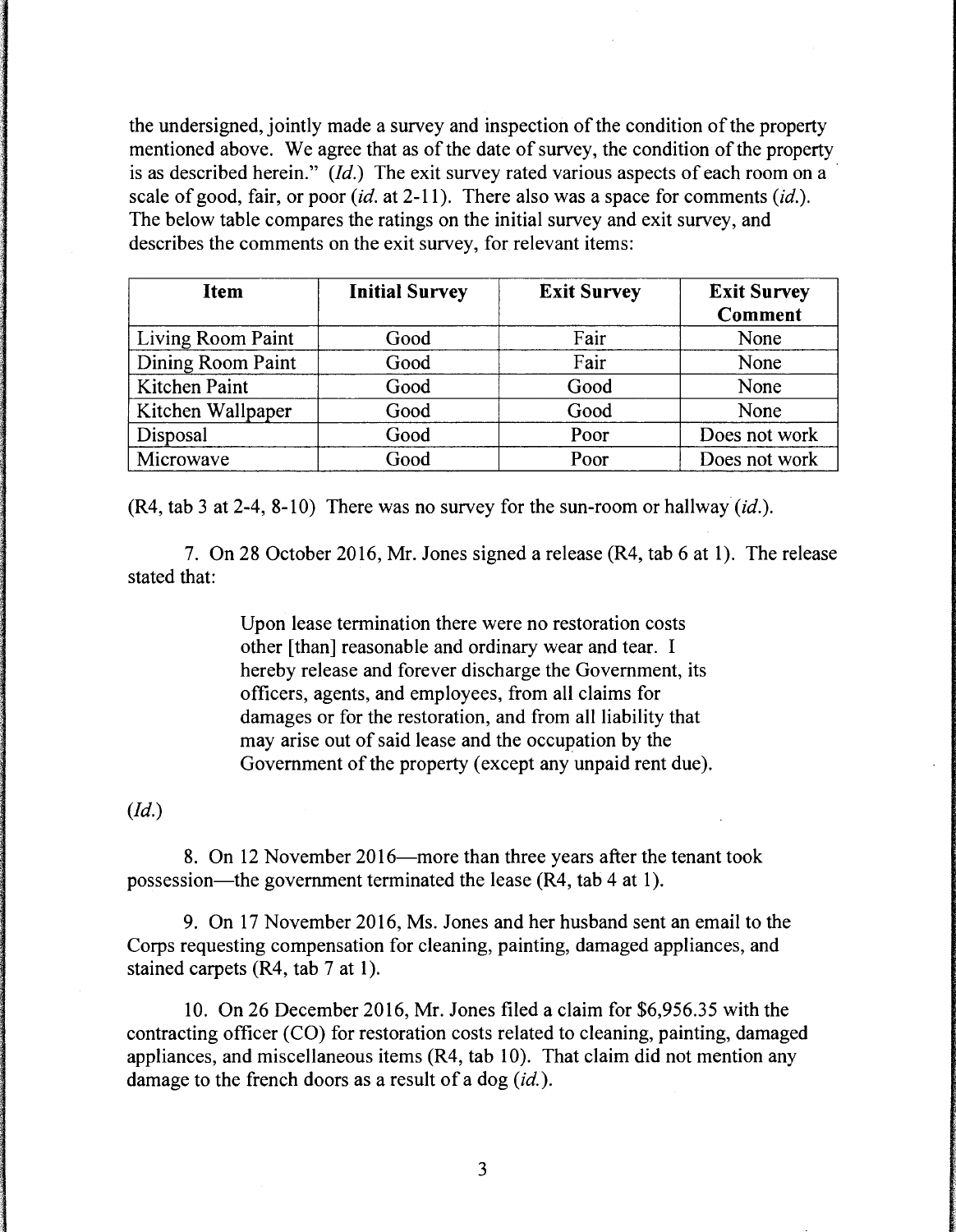the undersigned, jointly made a survey and inspection of the condition of the property mentioned above. We agree that as of the date of survey, the condition of the property is as described herein." (*Id.*) The exit survey rated various aspects of each room on a scale of good, fair, or poor (*id.* at 2-11). There also was a space for comments (*id.*). The below table compares the ratings on the initial survey and exit survey, and describes the comments on the exit survey, for relevant items:

| Item | Initial Survey | Exit Survey | Exit Survey Comment |
|---|---|---|---|
| Living Room Paint | Good | Fair | None |
| Dining Room Paint | Good | Fair | None |
| Kitchen Paint | Good | Good | None |
| Kitchen Wallpaper | Good | Good | None |
| Disposal | Good | Poor | Does not work |
| Microwave | Good | Poor | Does not work |

(R4, tab 3 at 2-4, 8-10) There was no survey for the sun-room or hallway (*id.*).

7. On 28 October 2016, Mr. Jones signed a release (R4, tab 6 at 1). The release stated that:

> Upon lease termination there were no restoration costs other [than] reasonable and ordinary wear and tear. I hereby release and forever discharge the Government, its officers, agents, and employees, from all claims for damages or for the restoration, and from all liability that may arise out of said lease and the occupation by the Government of the property (except any unpaid rent due).

(*Id.*)

8. On 12 November 2016—more than three years after the tenant took possession—the government terminated the lease (R4, tab 4 at 1).

9. On 17 November 2016, Ms. Jones and her husband sent an email to the Corps requesting compensation for cleaning, painting, damaged appliances, and stained carpets (R4, tab 7 at 1).

10. On 26 December 2016, Mr. Jones filed a claim for $6,956.35 with the contracting officer (CO) for restoration costs related to cleaning, painting, damaged appliances, and miscellaneous items (R4, tab 10). That claim did not mention any damage to the french doors as a result of a dog (*id.*).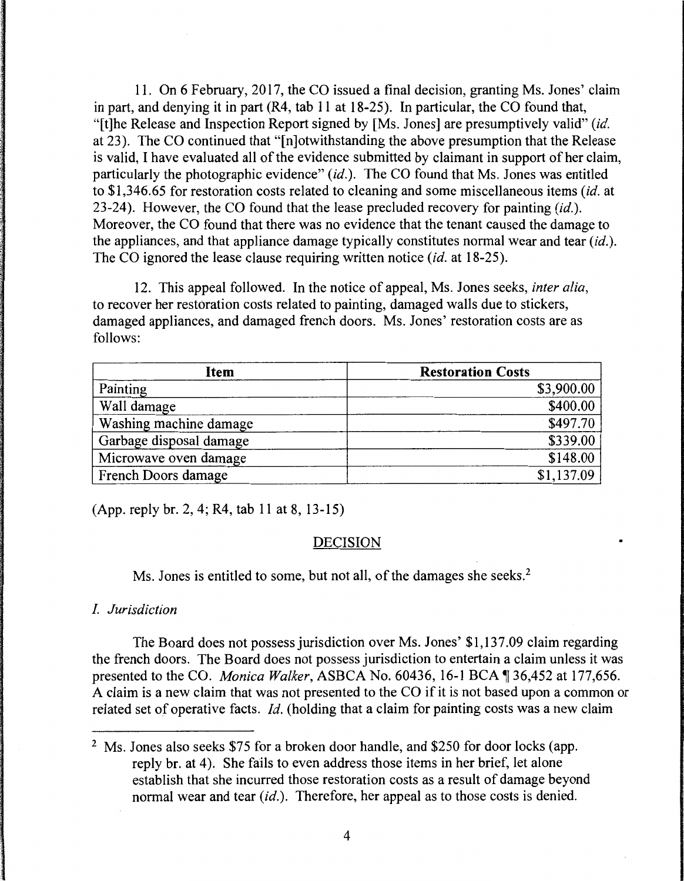11. On 6 February, 2017, the CO issued a final decision, granting Ms. Jones' claim in part, and denying it in part (R4, tab 11 at 18-25). In particular, the CO found that, "[t]he Release and Inspection Report signed by [Ms. Jones] are presumptively valid" (*id.* at 23). The CO continued that "[n]otwithstanding the above presumption that the Release is valid, I have evaluated all of the evidence submitted by claimant in support of her claim, particularly the photographic evidence" (*id.*). The CO found that Ms. Jones was entitled to $1,346.65 for restoration costs related to cleaning and some miscellaneous items (*id.* at 23-24). However, the CO found that the lease precluded recovery for painting (*id.*). Moreover, the CO found that there was no evidence that the tenant caused the damage to the appliances, and that appliance damage typically constitutes normal wear and tear (*id.*). The CO ignored the lease clause requiring written notice (*id.* at 18-25).

12. This appeal followed. In the notice of appeal, Ms. Jones seeks, *inter alia*, to recover her restoration costs related to painting, damaged walls due to stickers, damaged appliances, and damaged french doors. Ms. Jones' restoration costs are as follows:

| Item | Restoration Costs |
|---|---|
| Painting | $3,900.00 |
| Wall damage | $400.00 |
| Washing machine damage | $497.70 |
| Garbage disposal damage | $339.00 |
| Microwave oven damage | $148.00 |
| French Doors damage | $1,137.09 |

(App. reply br. 2, 4; R4, tab 11 at 8, 13-15)

## DECISION

Ms. Jones is entitled to some, but not all, of the damages she seeks.[2]

### *I. Jurisdiction*

The Board does not possess jurisdiction over Ms. Jones' $1,137.09 claim regarding the french doors. The Board does not possess jurisdiction to entertain a claim unless it was presented to the CO. *Monica Walker*, ASBCA No. 60436, 16-1 BCA ¶ 36,452 at 177,656. A claim is a new claim that was not presented to the CO if it is not based upon a common or related set of operative facts. *Id.* (holding that a claim for painting costs was a new claim

[2] Ms. Jones also seeks $75 for a broken door handle, and $250 for door locks (app. reply br. at 4). She fails to even address those items in her brief, let alone establish that she incurred those restoration costs as a result of damage beyond normal wear and tear (*id.*). Therefore, her appeal as to those costs is denied.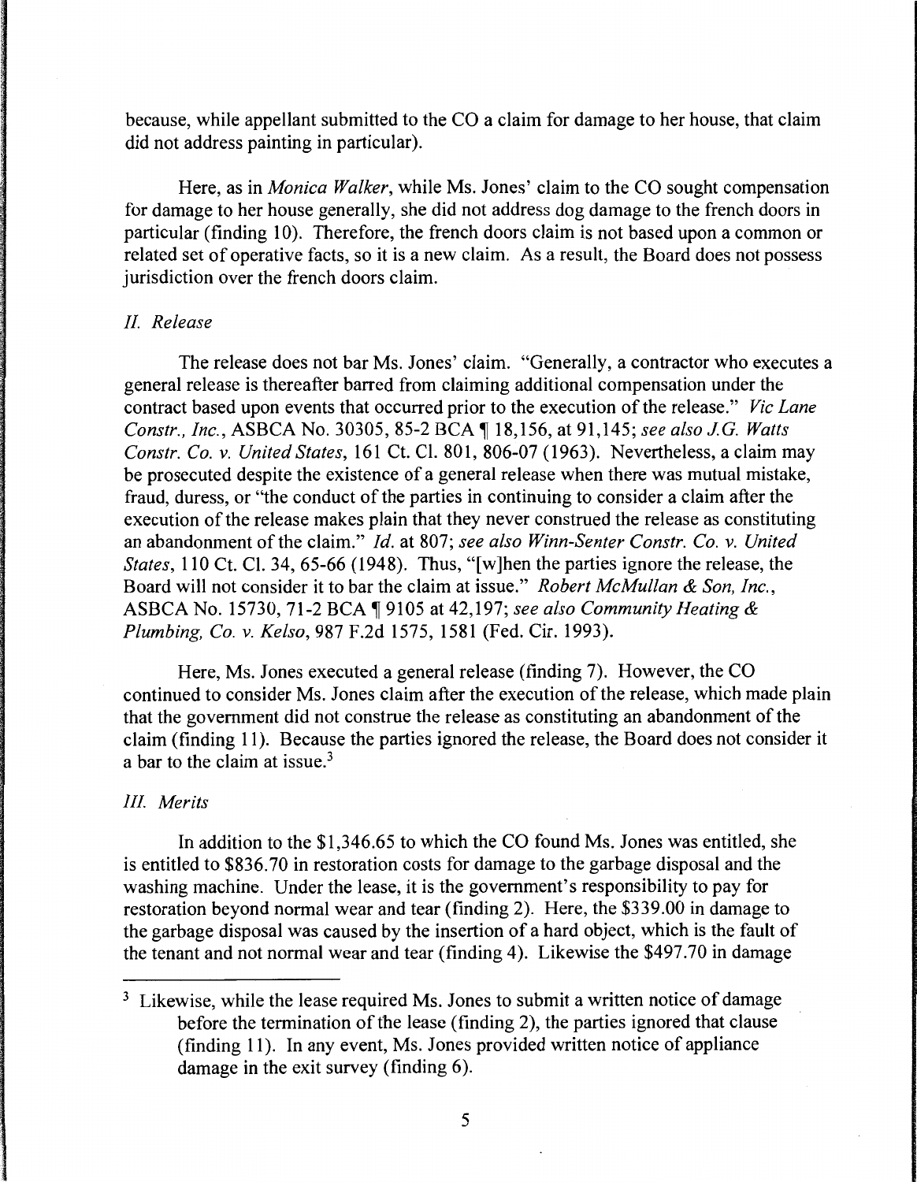because, while appellant submitted to the CO a claim for damage to her house, that claim did not address painting in particular).

Here, as in *Monica Walker*, while Ms. Jones' claim to the CO sought compensation for damage to her house generally, she did not address dog damage to the french doors in particular (finding 10). Therefore, the french doors claim is not based upon a common or related set of operative facts, so it is a new claim. As a result, the Board does not possess jurisdiction over the french doors claim.

### *II. Release*

The release does not bar Ms. Jones' claim. "Generally, a contractor who executes a general release is thereafter barred from claiming additional compensation under the contract based upon events that occurred prior to the execution of the release." *Vic Lane Constr., Inc.*, ASBCA No. 30305, 85-2 BCA ¶ 18,156, at 91,145; *see also J.G. Watts Constr. Co. v. United States*, 161 Ct. Cl. 801, 806-07 (1963). Nevertheless, a claim may be prosecuted despite the existence of a general release when there was mutual mistake, fraud, duress, or "the conduct of the parties in continuing to consider a claim after the execution of the release makes plain that they never construed the release as constituting an abandonment of the claim." *Id.* at 807; *see also Winn-Senter Constr. Co. v. United States*, 110 Ct. Cl. 34, 65-66 (1948). Thus, "[w]hen the parties ignore the release, the Board will not consider it to bar the claim at issue." *Robert McMullan & Son, Inc.*, ASBCA No. 15730, 71-2 BCA ¶ 9105 at 42,197; *see also Community Heating & Plumbing, Co. v. Kelso*, 987 F.2d 1575, 1581 (Fed. Cir. 1993).

Here, Ms. Jones executed a general release (finding 7). However, the CO continued to consider Ms. Jones claim after the execution of the release, which made plain that the government did not construe the release as constituting an abandonment of the claim (finding 11). Because the parties ignored the release, the Board does not consider it a bar to the claim at issue.[3]

### *III. Merits*

In addition to the $1,346.65 to which the CO found Ms. Jones was entitled, she is entitled to $836.70 in restoration costs for damage to the garbage disposal and the washing machine. Under the lease, it is the government's responsibility to pay for restoration beyond normal wear and tear (finding 2). Here, the $339.00 in damage to the garbage disposal was caused by the insertion of a hard object, which is the fault of the tenant and not normal wear and tear (finding 4). Likewise the $497.70 in damage

[3] Likewise, while the lease required Ms. Jones to submit a written notice of damage before the termination of the lease (finding 2), the parties ignored that clause (finding 11). In any event, Ms. Jones provided written notice of appliance damage in the exit survey (finding 6).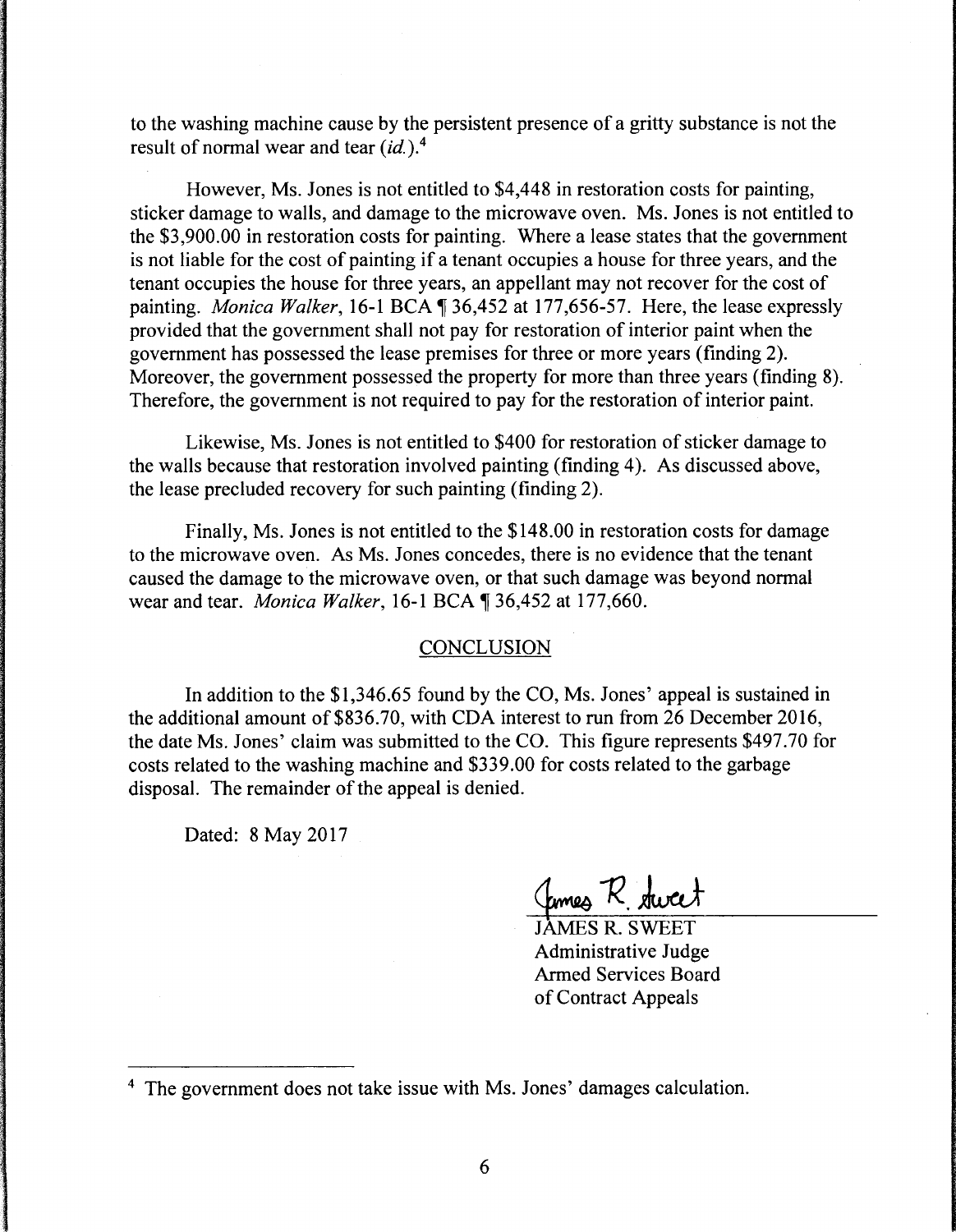to the washing machine cause by the persistent presence of a gritty substance is not the result of normal wear and tear (*id.*).[4]

However, Ms. Jones is not entitled to $4,448 in restoration costs for painting, sticker damage to walls, and damage to the microwave oven. Ms. Jones is not entitled to the $3,900.00 in restoration costs for painting. Where a lease states that the government is not liable for the cost of painting if a tenant occupies a house for three years, and the tenant occupies the house for three years, an appellant may not recover for the cost of painting. *Monica Walker*, 16-1 BCA ¶ 36,452 at 177,656-57. Here, the lease expressly provided that the government shall not pay for restoration of interior paint when the government has possessed the lease premises for three or more years (finding 2). Moreover, the government possessed the property for more than three years (finding 8). Therefore, the government is not required to pay for the restoration of interior paint.

Likewise, Ms. Jones is not entitled to $400 for restoration of sticker damage to the walls because that restoration involved painting (finding 4). As discussed above, the lease precluded recovery for such painting (finding 2).

Finally, Ms. Jones is not entitled to the $148.00 in restoration costs for damage to the microwave oven. As Ms. Jones concedes, there is no evidence that the tenant caused the damage to the microwave oven, or that such damage was beyond normal wear and tear. *Monica Walker*, 16-1 BCA ¶ 36,452 at 177,660.

## CONCLUSION

In addition to the $1,346.65 found by the CO, Ms. Jones' appeal is sustained in the additional amount of $836.70, with CDA interest to run from 26 December 2016, the date Ms. Jones' claim was submitted to the CO. This figure represents $497.70 for costs related to the washing machine and $339.00 for costs related to the garbage disposal. The remainder of the appeal is denied.

Dated: 8 May 2017

James R. Sweet

JAMES R. SWEET
Administrative Judge
Armed Services Board
of Contract Appeals

[4] The government does not take issue with Ms. Jones' damages calculation.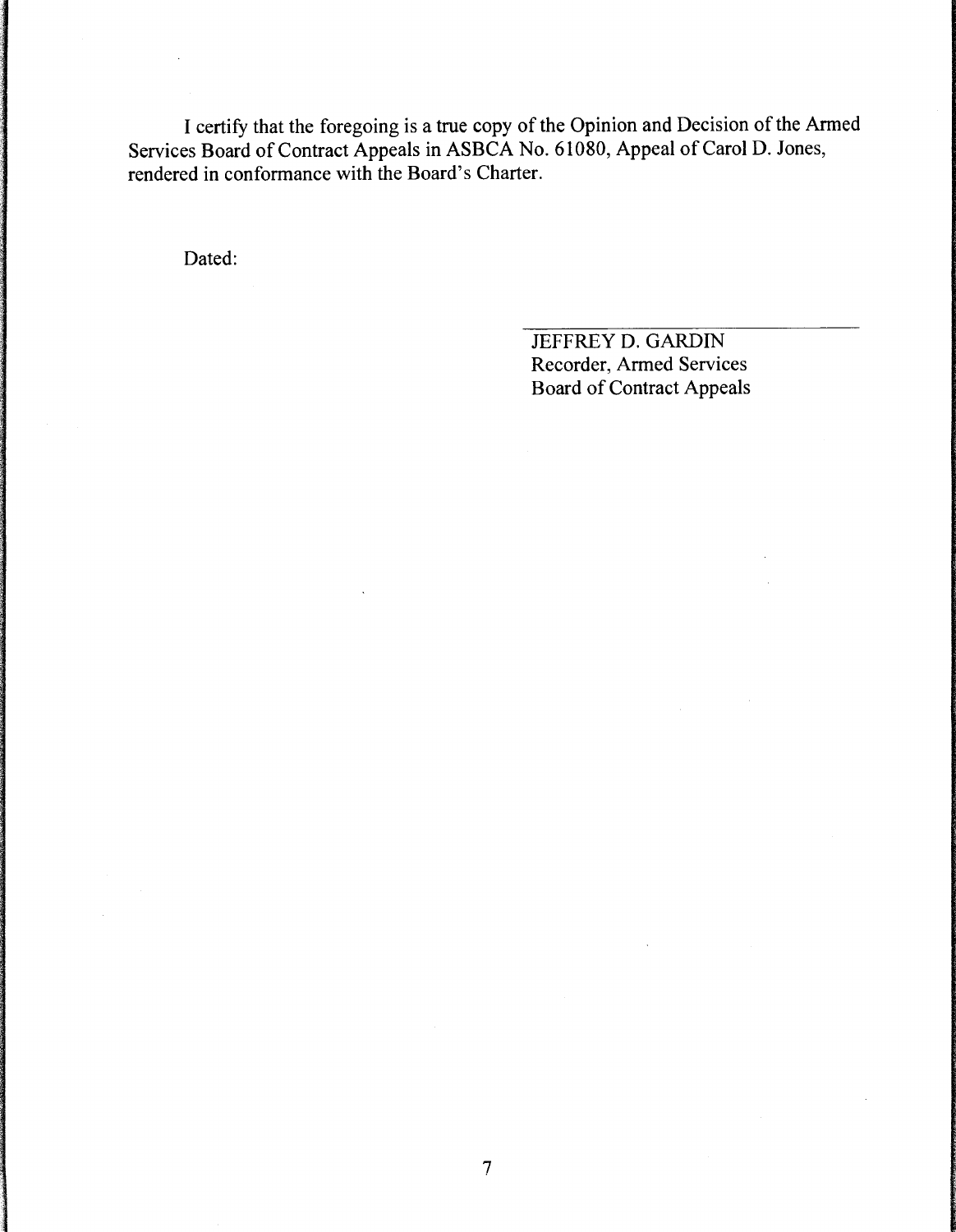I certify that the foregoing is a true copy of the Opinion and Decision of the Armed Services Board of Contract Appeals in ASBCA No. 61080, Appeal of Carol D. Jones, rendered in conformance with the Board's Charter.

Dated:

JEFFREY D. GARDIN
Recorder, Armed Services
Board of Contract Appeals